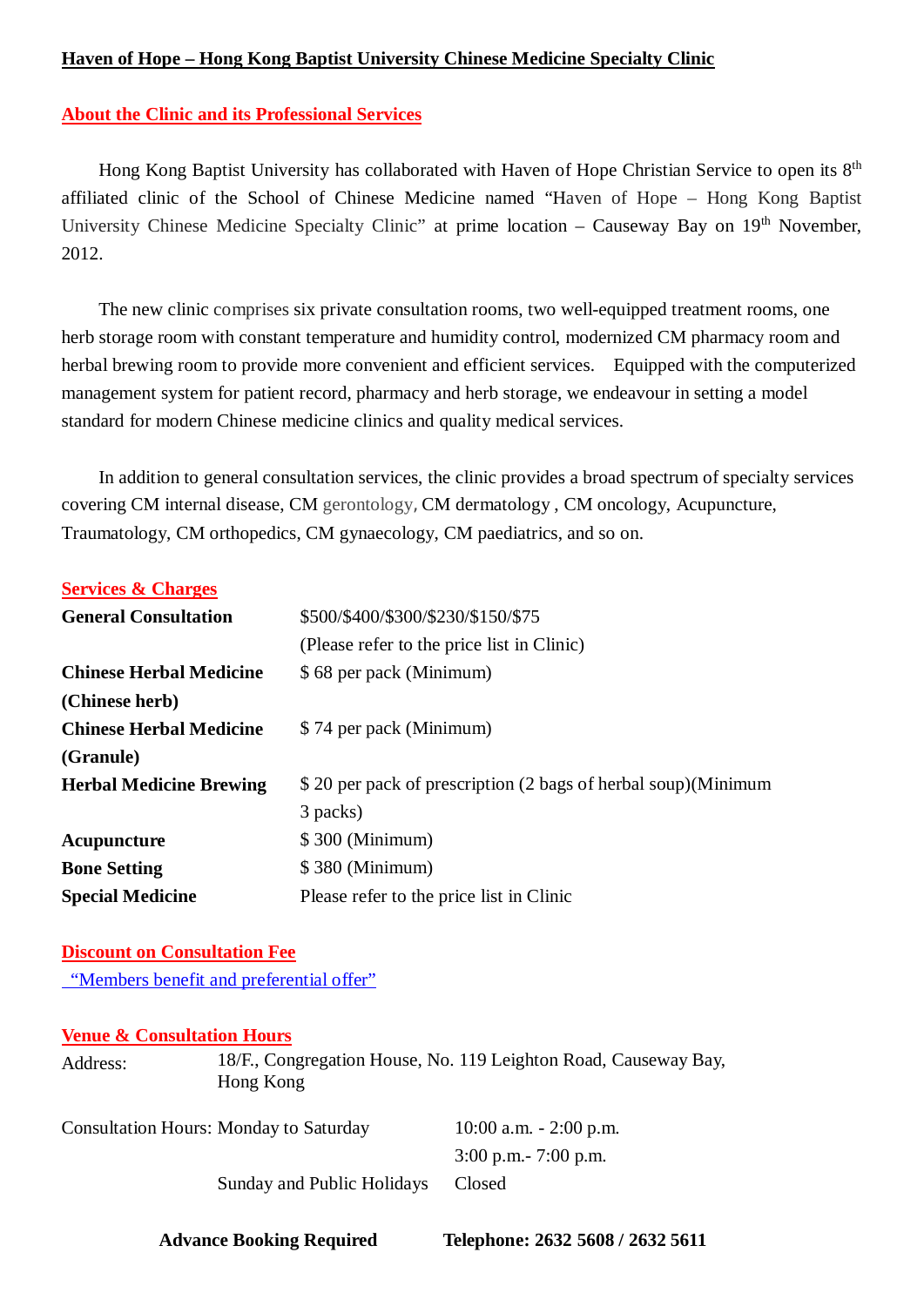# Haven of Hope – Hong Kong Baptist University Chinese Medicine Specialty Clinic

## About the Clinic and its Professional Services

Hong Kong Baptist University has collaborated with Haven of Hope Christian Service to open its 8th affiliated clinic of the School of Chinese Medicine named "Haven of Hope – Hong Kong Baptist University Chinese Medicine Specialty Clinic" at prime location – Causeway Bay on 19th November, 2012.

The new clinic comprises six private consultation rooms, two well-equipped treatment rooms, one herb storage room with constant temperature and humidity control, modernized CM pharmacy room and herbal brewing room to provide more convenient and efficient services. Equipped with the computerized management system for patient record, pharmacy and herb storage, we endeavour in setting a model standard for modern Chinese medicine clinics and quality medical services.

In addition to general consultation services, the clinic provides a broad spectrum of specialty services covering CM internal disease, CM gerontology, CM dermatology , CM oncology, Acupuncture, Traumatology, CM orthopedics, CM gynaecology, CM paediatrics, and so on.

## Services & Charges

| Service | Charge |
|---|---|
| **General Consultation** | $500/$400/$300/$230/$150/$75 (Please refer to the price list in Clinic) |
| **Chinese Herbal Medicine (Chinese herb)** | $ 68 per pack (Minimum) |
| **Chinese Herbal Medicine (Granule)** | $ 74 per pack (Minimum) |
| **Herbal Medicine Brewing** | $ 20 per pack of prescription (2 bags of herbal soup)(Minimum 3 packs) |
| **Acupuncture** | $ 300 (Minimum) |
| **Bone Setting** | $ 380 (Minimum) |
| **Special Medicine** | Please refer to the price list in Clinic |

## Discount on Consultation Fee

"Members benefit and preferential offer"

## Venue & Consultation Hours

Address: 18/F., Congregation House, No. 119 Leighton Road, Causeway Bay, Hong Kong

| Consultation Hours: | | |
|---|---|---|
| | Monday to Saturday | 10:00 a.m. - 2:00 p.m. |
| | | 3:00 p.m.- 7:00 p.m. |
| | Sunday and Public Holidays | Closed |

**Advance Booking Required** **Telephone: 2632 5608 / 2632 5611**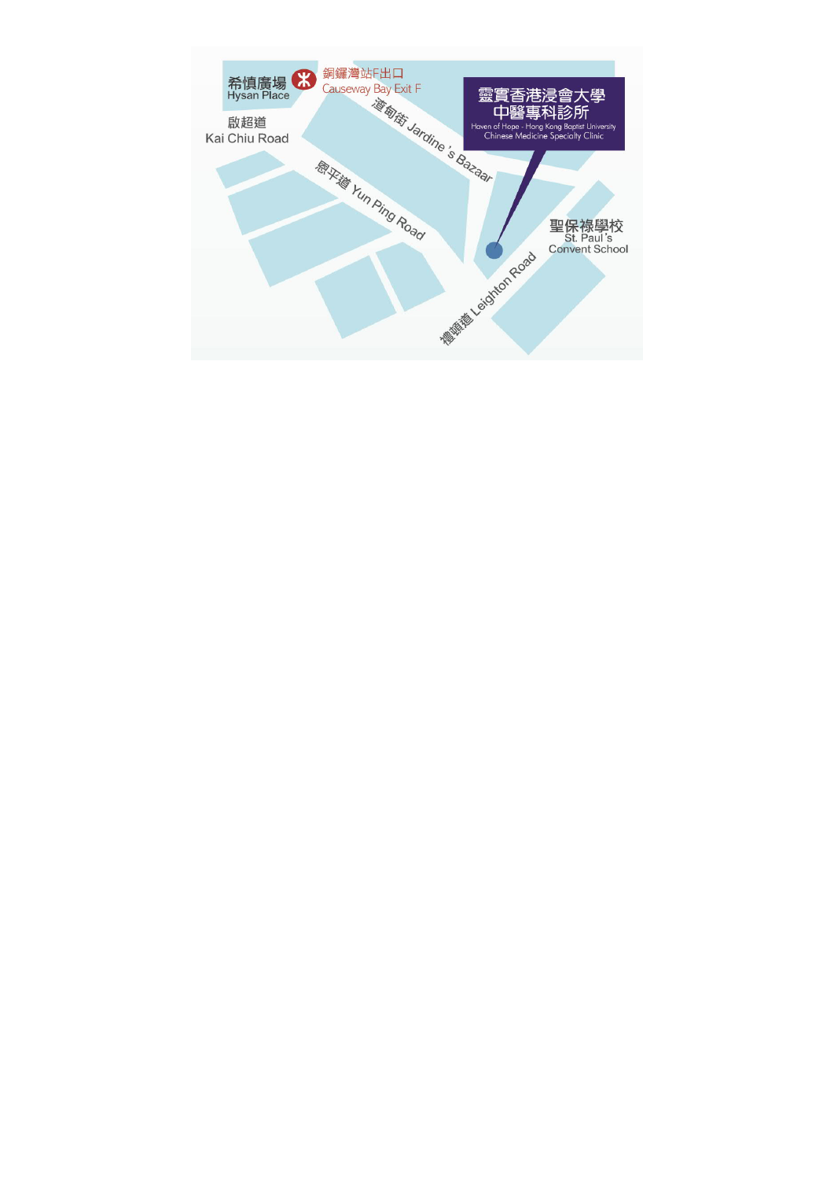希慎廣場
Hysan Place

銅鑼灣站F出口
Causeway Bay Exit F

靈實香港浸會大學
中醫專科診所
Haven of Hope - Hong Kong Baptist University
Chinese Medicine Specialty Clinic

啟超道
Kai Chiu Road

渣甸街 Jardine's Bazaar

恩平道 Yun Ping Road

聖保祿學校
St. Paul's
Convent School

禮頓道 Leighton Road